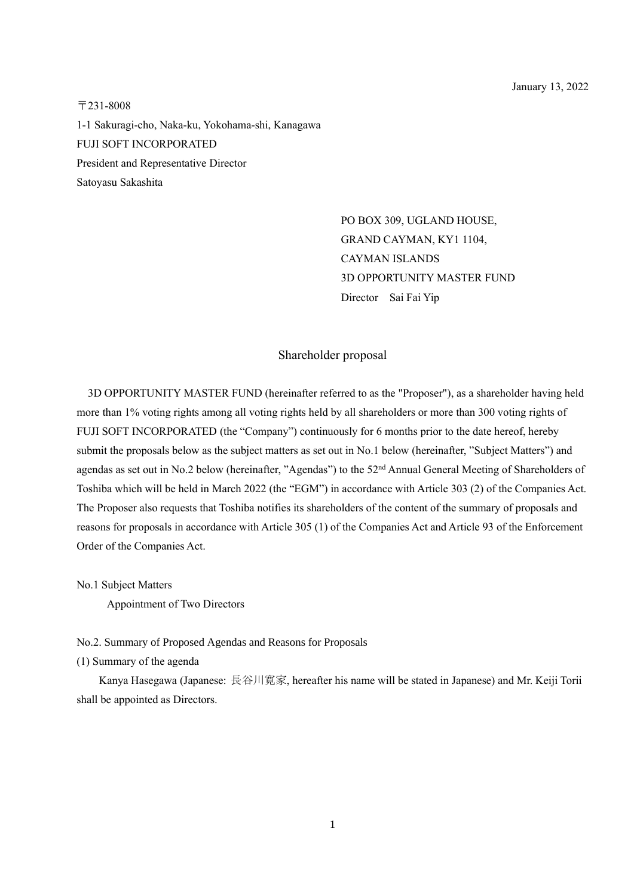January 13, 2022

〒231-8008
1-1 Sakuragi-cho, Naka-ku, Yokohama-shi, Kanagawa
FUJI SOFT INCORPORATED
President and Representative Director
Satoyasu Sakashita

PO BOX 309, UGLAND HOUSE,
GRAND CAYMAN, KY1 1104,
CAYMAN ISLANDS
3D OPPORTUNITY MASTER FUND
Director　Sai Fai Yip

## Shareholder proposal

3D OPPORTUNITY MASTER FUND (hereinafter referred to as the "Proposer"), as a shareholder having held more than 1% voting rights among all voting rights held by all shareholders or more than 300 voting rights of FUJI SOFT INCORPORATED (the "Company") continuously for 6 months prior to the date hereof, hereby submit the proposals below as the subject matters as set out in No.1 below (hereinafter, "Subject Matters") and agendas as set out in No.2 below (hereinafter, "Agendas") to the 52nd Annual General Meeting of Shareholders of Toshiba which will be held in March 2022 (the "EGM") in accordance with Article 303 (2) of the Companies Act. The Proposer also requests that Toshiba notifies its shareholders of the content of the summary of proposals and reasons for proposals in accordance with Article 305 (1) of the Companies Act and Article 93 of the Enforcement Order of the Companies Act.

No.1 Subject Matters

Appointment of Two Directors

No.2. Summary of Proposed Agendas and Reasons for Proposals

(1) Summary of the agenda

Kanya Hasegawa (Japanese: 長谷川寛家, hereafter his name will be stated in Japanese) and Mr. Keiji Torii shall be appointed as Directors.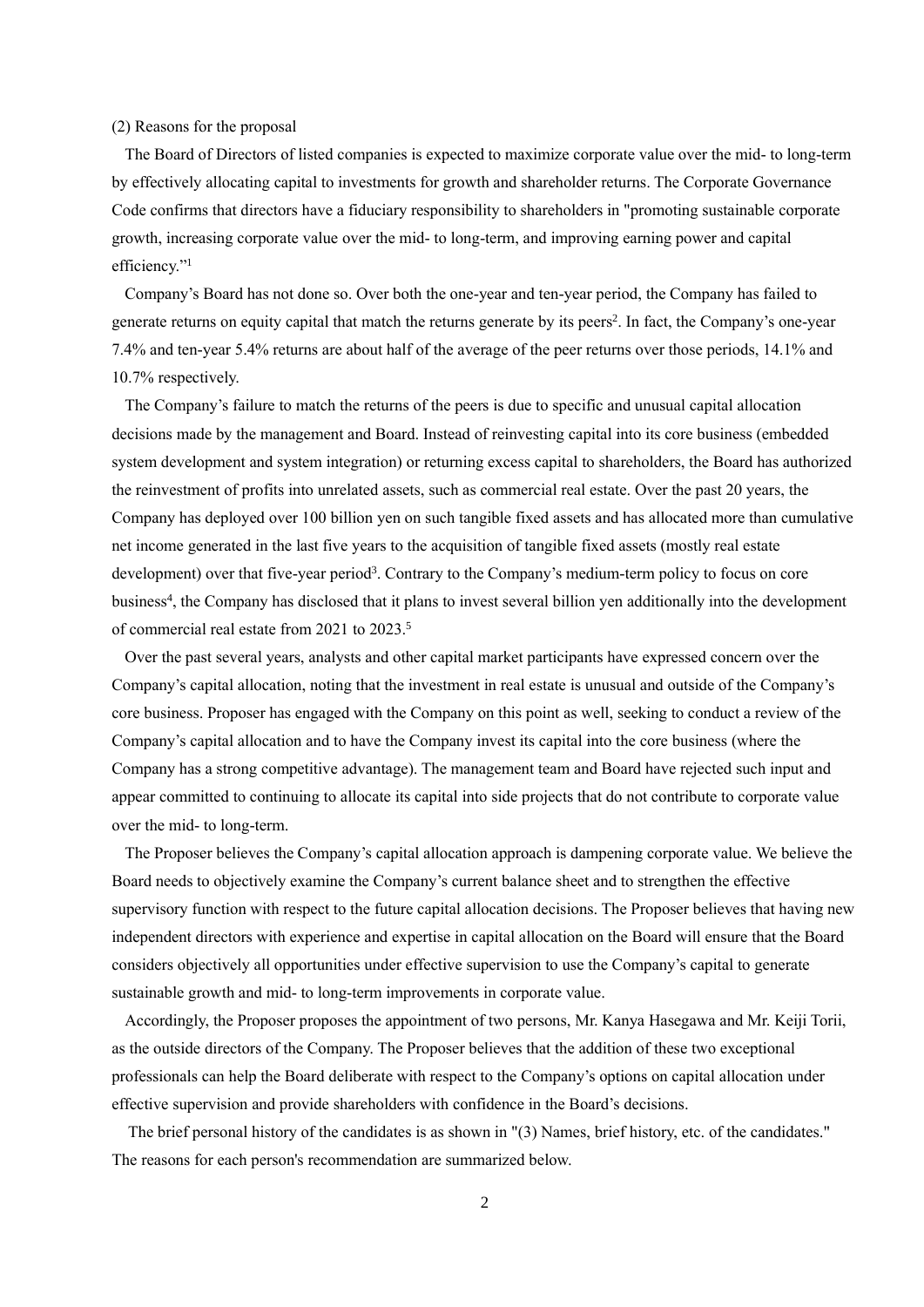(2) Reasons for the proposal

The Board of Directors of listed companies is expected to maximize corporate value over the mid- to long-term by effectively allocating capital to investments for growth and shareholder returns. The Corporate Governance Code confirms that directors have a fiduciary responsibility to shareholders in "promoting sustainable corporate growth, increasing corporate value over the mid- to long-term, and improving earning power and capital efficiency."[1]

Company's Board has not done so. Over both the one-year and ten-year period, the Company has failed to generate returns on equity capital that match the returns generate by its peers[2]. In fact, the Company's one-year 7.4% and ten-year 5.4% returns are about half of the average of the peer returns over those periods, 14.1% and 10.7% respectively.

The Company's failure to match the returns of the peers is due to specific and unusual capital allocation decisions made by the management and Board. Instead of reinvesting capital into its core business (embedded system development and system integration) or returning excess capital to shareholders, the Board has authorized the reinvestment of profits into unrelated assets, such as commercial real estate. Over the past 20 years, the Company has deployed over 100 billion yen on such tangible fixed assets and has allocated more than cumulative net income generated in the last five years to the acquisition of tangible fixed assets (mostly real estate development) over that five-year period[3]. Contrary to the Company's medium-term policy to focus on core business[4], the Company has disclosed that it plans to invest several billion yen additionally into the development of commercial real estate from 2021 to 2023.[5]

Over the past several years, analysts and other capital market participants have expressed concern over the Company's capital allocation, noting that the investment in real estate is unusual and outside of the Company's core business. Proposer has engaged with the Company on this point as well, seeking to conduct a review of the Company's capital allocation and to have the Company invest its capital into the core business (where the Company has a strong competitive advantage). The management team and Board have rejected such input and appear committed to continuing to allocate its capital into side projects that do not contribute to corporate value over the mid- to long-term.

The Proposer believes the Company's capital allocation approach is dampening corporate value. We believe the Board needs to objectively examine the Company's current balance sheet and to strengthen the effective supervisory function with respect to the future capital allocation decisions. The Proposer believes that having new independent directors with experience and expertise in capital allocation on the Board will ensure that the Board considers objectively all opportunities under effective supervision to use the Company's capital to generate sustainable growth and mid- to long-term improvements in corporate value.

Accordingly, the Proposer proposes the appointment of two persons, Mr. Kanya Hasegawa and Mr. Keiji Torii, as the outside directors of the Company. The Proposer believes that the addition of these two exceptional professionals can help the Board deliberate with respect to the Company's options on capital allocation under effective supervision and provide shareholders with confidence in the Board's decisions.

The brief personal history of the candidates is as shown in "(3) Names, brief history, etc. of the candidates." The reasons for each person's recommendation are summarized below.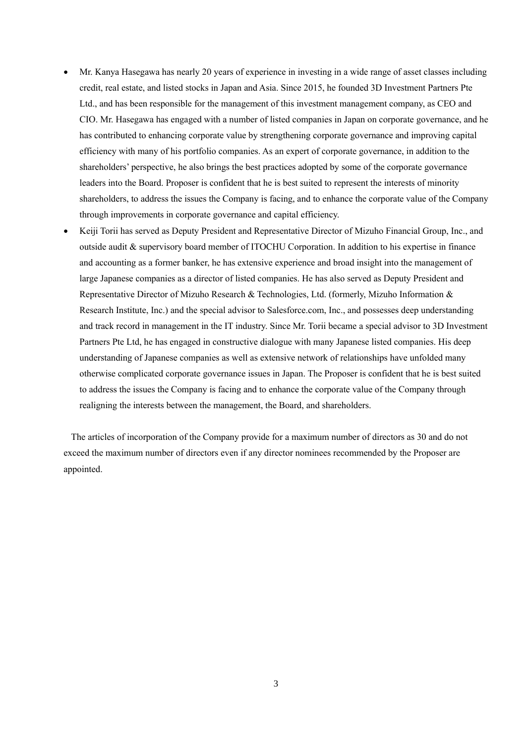- Mr. Kanya Hasegawa has nearly 20 years of experience in investing in a wide range of asset classes including credit, real estate, and listed stocks in Japan and Asia. Since 2015, he founded 3D Investment Partners Pte Ltd., and has been responsible for the management of this investment management company, as CEO and CIO. Mr. Hasegawa has engaged with a number of listed companies in Japan on corporate governance, and he has contributed to enhancing corporate value by strengthening corporate governance and improving capital efficiency with many of his portfolio companies. As an expert of corporate governance, in addition to the shareholders' perspective, he also brings the best practices adopted by some of the corporate governance leaders into the Board. Proposer is confident that he is best suited to represent the interests of minority shareholders, to address the issues the Company is facing, and to enhance the corporate value of the Company through improvements in corporate governance and capital efficiency.
- Keiji Torii has served as Deputy President and Representative Director of Mizuho Financial Group, Inc., and outside audit & supervisory board member of ITOCHU Corporation. In addition to his expertise in finance and accounting as a former banker, he has extensive experience and broad insight into the management of large Japanese companies as a director of listed companies. He has also served as Deputy President and Representative Director of Mizuho Research & Technologies, Ltd. (formerly, Mizuho Information & Research Institute, Inc.) and the special advisor to Salesforce.com, Inc., and possesses deep understanding and track record in management in the IT industry. Since Mr. Torii became a special advisor to 3D Investment Partners Pte Ltd, he has engaged in constructive dialogue with many Japanese listed companies. His deep understanding of Japanese companies as well as extensive network of relationships have unfolded many otherwise complicated corporate governance issues in Japan. The Proposer is confident that he is best suited to address the issues the Company is facing and to enhance the corporate value of the Company through realigning the interests between the management, the Board, and shareholders.

The articles of incorporation of the Company provide for a maximum number of directors as 30 and do not exceed the maximum number of directors even if any director nominees recommended by the Proposer are appointed.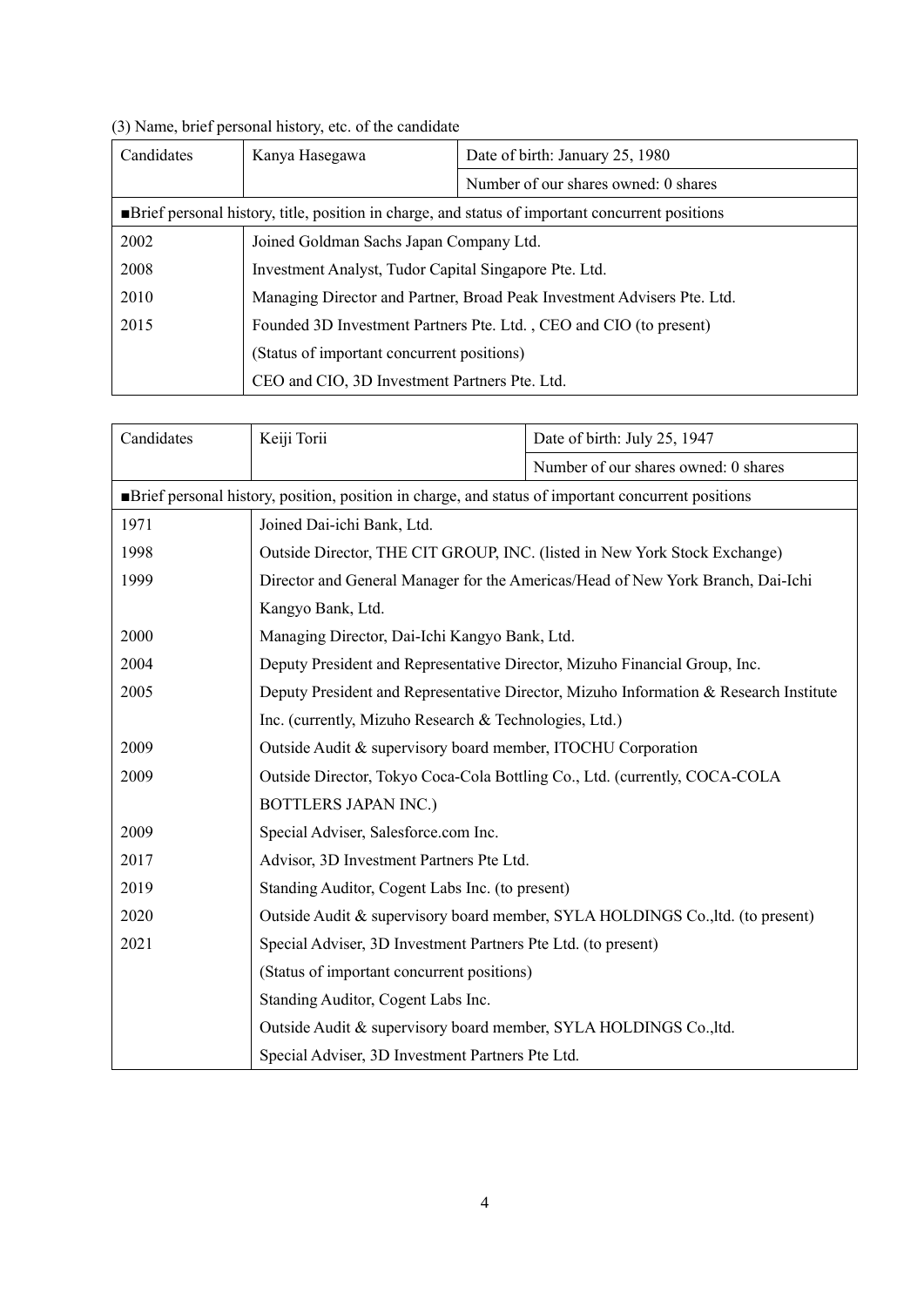(3) Name, brief personal history, etc. of the candidate

| Candidates | Kanya Hasegawa | Date of birth: January 25, 1980 |
|---|---|---|
| | | Number of our shares owned: 0 shares |
| ■Brief personal history, title, position in charge, and status of important concurrent positions | | |
| 2002 | Joined Goldman Sachs Japan Company Ltd. | |
| 2008 | Investment Analyst, Tudor Capital Singapore Pte. Ltd. | |
| 2010 | Managing Director and Partner, Broad Peak Investment Advisers Pte. Ltd. | |
| 2015 | Founded 3D Investment Partners Pte. Ltd. , CEO and CIO (to present) | |
| | (Status of important concurrent positions) | |
| | CEO and CIO, 3D Investment Partners Pte. Ltd. | |

| Candidates | Keiji Torii | Date of birth: July 25, 1947 |
|---|---|---|
| | | Number of our shares owned: 0 shares |
| ■Brief personal history, position, position in charge, and status of important concurrent positions | | |
| 1971 | Joined Dai-ichi Bank, Ltd. | |
| 1998 | Outside Director, THE CIT GROUP, INC. (listed in New York Stock Exchange) | |
| 1999 | Director and General Manager for the Americas/Head of New York Branch, Dai-Ichi Kangyo Bank, Ltd. | |
| 2000 | Managing Director, Dai-Ichi Kangyo Bank, Ltd. | |
| 2004 | Deputy President and Representative Director, Mizuho Financial Group, Inc. | |
| 2005 | Deputy President and Representative Director, Mizuho Information & Research Institute Inc. (currently, Mizuho Research & Technologies, Ltd.) | |
| 2009 | Outside Audit & supervisory board member, ITOCHU Corporation | |
| 2009 | Outside Director, Tokyo Coca-Cola Bottling Co., Ltd. (currently, COCA-COLA BOTTLERS JAPAN INC.) | |
| 2009 | Special Adviser, Salesforce.com Inc. | |
| 2017 | Advisor, 3D Investment Partners Pte Ltd. | |
| 2019 | Standing Auditor, Cogent Labs Inc. (to present) | |
| 2020 | Outside Audit & supervisory board member, SYLA HOLDINGS Co.,ltd. (to present) | |
| 2021 | Special Adviser, 3D Investment Partners Pte Ltd. (to present) | |
| | (Status of important concurrent positions) | |
| | Standing Auditor, Cogent Labs Inc. | |
| | Outside Audit & supervisory board member, SYLA HOLDINGS Co.,ltd. | |
| | Special Adviser, 3D Investment Partners Pte Ltd. | |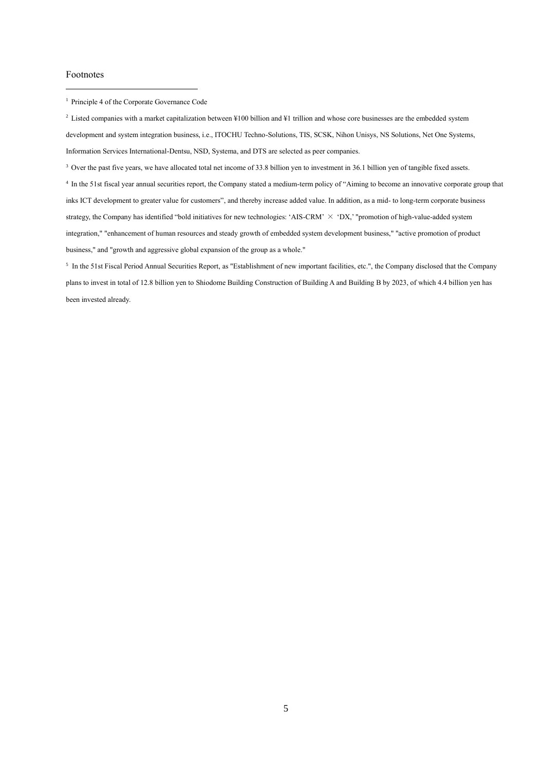Footnotes

---

[1] Principle 4 of the Corporate Governance Code

[2] Listed companies with a market capitalization between ¥100 billion and ¥1 trillion and whose core businesses are the embedded system development and system integration business, i.e., ITOCHU Techno-Solutions, TIS, SCSK, Nihon Unisys, NS Solutions, Net One Systems, Information Services International-Dentsu, NSD, Systema, and DTS are selected as peer companies.

[3] Over the past five years, we have allocated total net income of 33.8 billion yen to investment in 36.1 billion yen of tangible fixed assets.

[4] In the 51st fiscal year annual securities report, the Company stated a medium-term policy of "Aiming to become an innovative corporate group that inks ICT development to greater value for customers", and thereby increase added value. In addition, as a mid- to long-term corporate business strategy, the Company has identified "bold initiatives for new technologies: 'AIS-CRM' × 'DX,' "promotion of high-value-added system integration," "enhancement of human resources and steady growth of embedded system development business," "active promotion of product business," and "growth and aggressive global expansion of the group as a whole."

[5] In the 51st Fiscal Period Annual Securities Report, as "Establishment of new important facilities, etc.", the Company disclosed that the Company plans to invest in total of 12.8 billion yen to Shiodome Building Construction of Building A and Building B by 2023, of which 4.4 billion yen has been invested already.